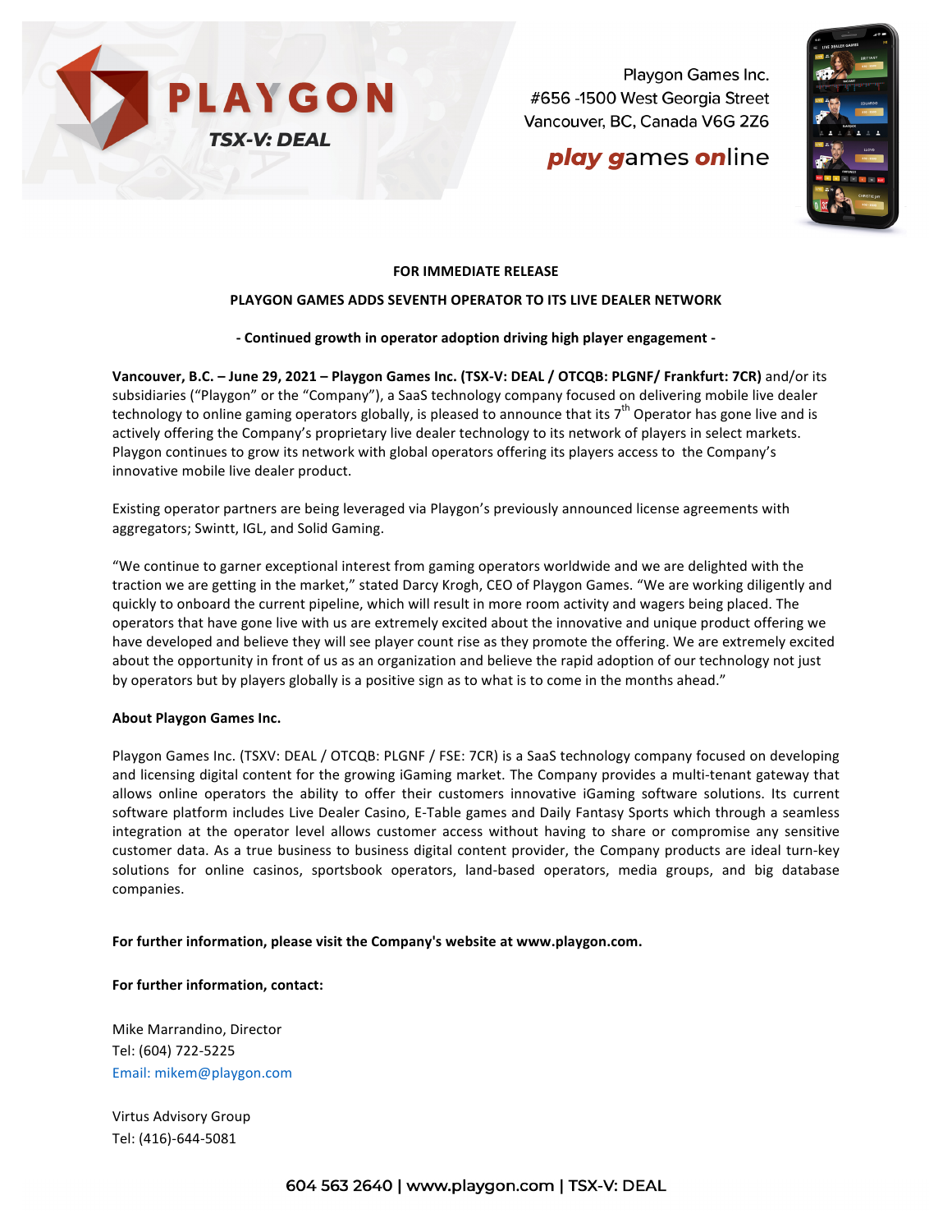**PLAYGON**

**TSX-V: DEAL**

Playgon Games Inc.
#656 -1500 West Georgia Street
Vancouver, BC, Canada V6G 2Z6

***play games online***

**FOR IMMEDIATE RELEASE**

## PLAYGON GAMES ADDS SEVENTH OPERATOR TO ITS LIVE DEALER NETWORK

**- Continued growth in operator adoption driving high player engagement -**

**Vancouver, B.C. – June 29, 2021 – Playgon Games Inc. (TSX-V: DEAL / OTCQB: PLGNF/ Frankfurt: 7CR)** and/or its subsidiaries ("Playgon" or the "Company"), a SaaS technology company focused on delivering mobile live dealer technology to online gaming operators globally, is pleased to announce that its 7th Operator has gone live and is actively offering the Company's proprietary live dealer technology to its network of players in select markets. Playgon continues to grow its network with global operators offering its players access to the Company's innovative mobile live dealer product.

Existing operator partners are being leveraged via Playgon's previously announced license agreements with aggregators; Swintt, IGL, and Solid Gaming.

"We continue to garner exceptional interest from gaming operators worldwide and we are delighted with the traction we are getting in the market," stated Darcy Krogh, CEO of Playgon Games. "We are working diligently and quickly to onboard the current pipeline, which will result in more room activity and wagers being placed. The operators that have gone live with us are extremely excited about the innovative and unique product offering we have developed and believe they will see player count rise as they promote the offering. We are extremely excited about the opportunity in front of us as an organization and believe the rapid adoption of our technology not just by operators but by players globally is a positive sign as to what is to come in the months ahead."

**About Playgon Games Inc.**

Playgon Games Inc. (TSXV: DEAL / OTCQB: PLGNF / FSE: 7CR) is a SaaS technology company focused on developing and licensing digital content for the growing iGaming market. The Company provides a multi-tenant gateway that allows online operators the ability to offer their customers innovative iGaming software solutions. Its current software platform includes Live Dealer Casino, E-Table games and Daily Fantasy Sports which through a seamless integration at the operator level allows customer access without having to share or compromise any sensitive customer data. As a true business to business digital content provider, the Company products are ideal turn-key solutions for online casinos, sportsbook operators, land-based operators, media groups, and big database companies.

**For further information, please visit the Company's website at www.playgon.com.**

**For further information, contact:**

Mike Marrandino, Director
Tel: (604) 722-5225
Email: mikem@playgon.com

Virtus Advisory Group
Tel: (416)-644-5081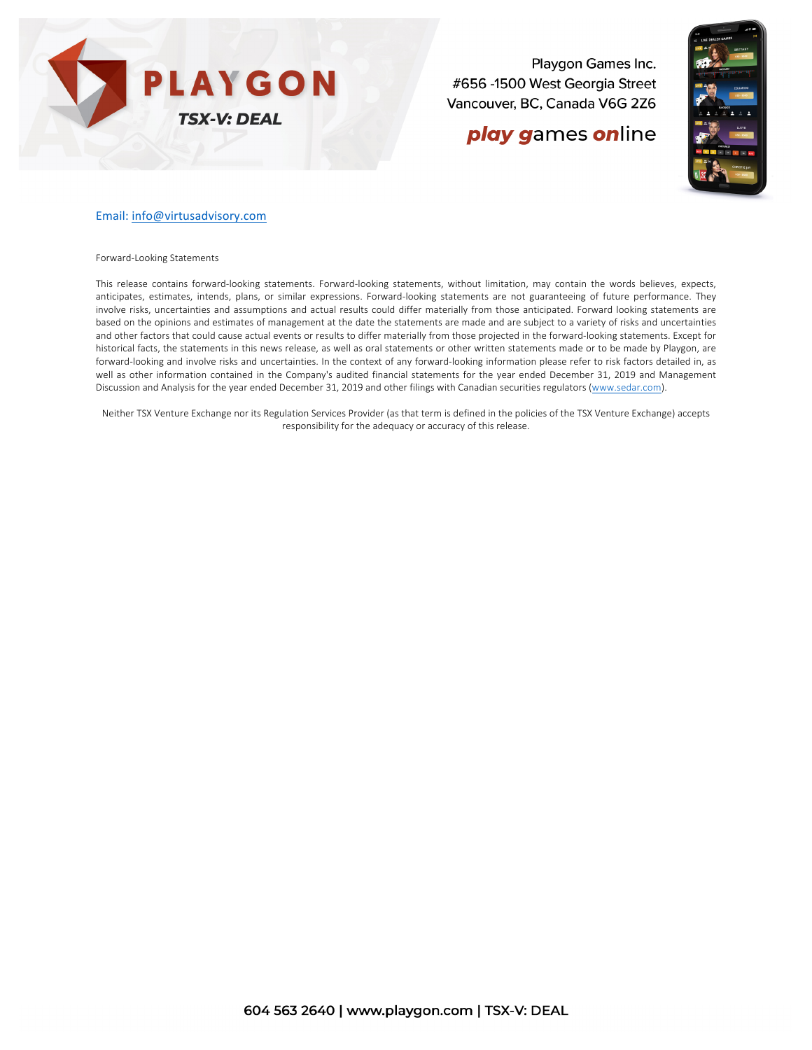Playgon Games Inc.
#656 -1500 West Georgia Street
Vancouver, BC, Canada V6G 2Z6

Email: info@virtusadvisory.com

Forward-Looking Statements

This release contains forward-looking statements. Forward-looking statements, without limitation, may contain the words believes, expects, anticipates, estimates, intends, plans, or similar expressions. Forward-looking statements are not guaranteeing of future performance. They involve risks, uncertainties and assumptions and actual results could differ materially from those anticipated. Forward looking statements are based on the opinions and estimates of management at the date the statements are made and are subject to a variety of risks and uncertainties and other factors that could cause actual events or results to differ materially from those projected in the forward-looking statements. Except for historical facts, the statements in this news release, as well as oral statements or other written statements made or to be made by Playgon, are forward-looking and involve risks and uncertainties. In the context of any forward-looking information please refer to risk factors detailed in, as well as other information contained in the Company's audited financial statements for the year ended December 31, 2019 and Management Discussion and Analysis for the year ended December 31, 2019 and other filings with Canadian securities regulators (www.sedar.com).

Neither TSX Venture Exchange nor its Regulation Services Provider (as that term is defined in the policies of the TSX Venture Exchange) accepts responsibility for the adequacy or accuracy of this release.

604 563 2640 | www.playgon.com | TSX-V: DEAL